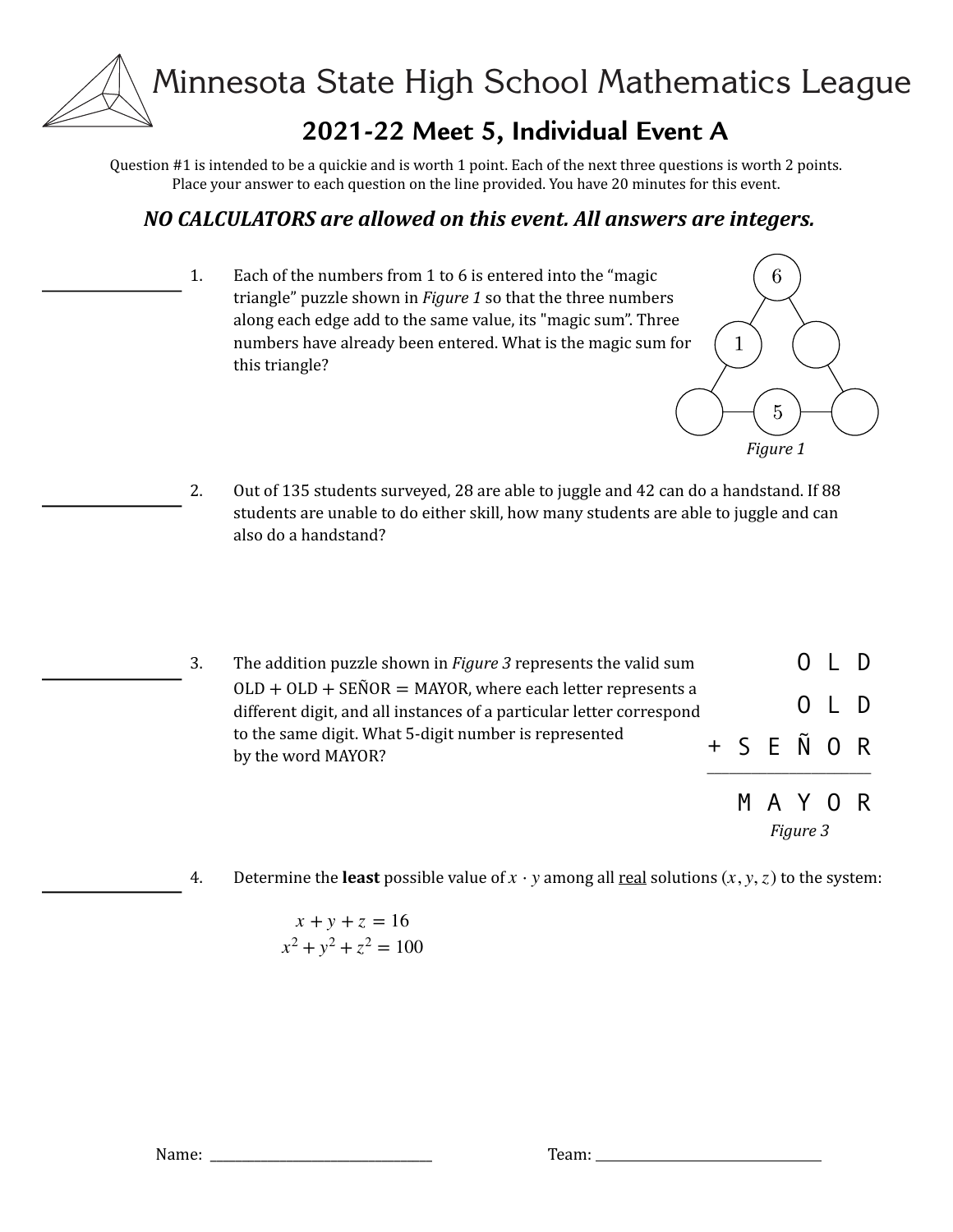# Minnesota State High School Mathematics League

## 2021-22 Meet 5, Individual Event A

Question #1 is intended to be a quickie and is worth 1 point. Each of the next three questions is worth 2 points. Place your answer to each question on the line provided. You have 20 minutes for this event.

***NO CALCULATORS are allowed on this event. All answers are integers.***

______ 1. Each of the numbers from 1 to 6 is entered into the "magic triangle" puzzle shown in *Figure 1* so that the three numbers along each edge add to the same value, its "magic sum". Three numbers have already been entered. What is the magic sum for this triangle?

*Figure 1*

______ 2. Out of 135 students surveyed, 28 are able to juggle and 42 can do a handstand. If 88 students are unable to do either skill, how many students are able to juggle and can also do a handstand?

______ 3. The addition puzzle shown in *Figure 3* represents the valid sum OLD + OLD + SEÑOR = MAYOR, where each letter represents a different digit, and all instances of a particular letter correspond to the same digit. What 5-digit number is represented by the word MAYOR?

```
      O L D
      O L D
+ S E Ñ O R
-----------
  M A Y O R
```

*Figure 3*

______ 4. Determine the **least** possible value of $x \cdot y$ among all real solutions $(x, y, z)$ to the system:

$$x + y + z = 16$$
$$x^2 + y^2 + z^2 = 100$$

Name: ______________________ Team: ______________________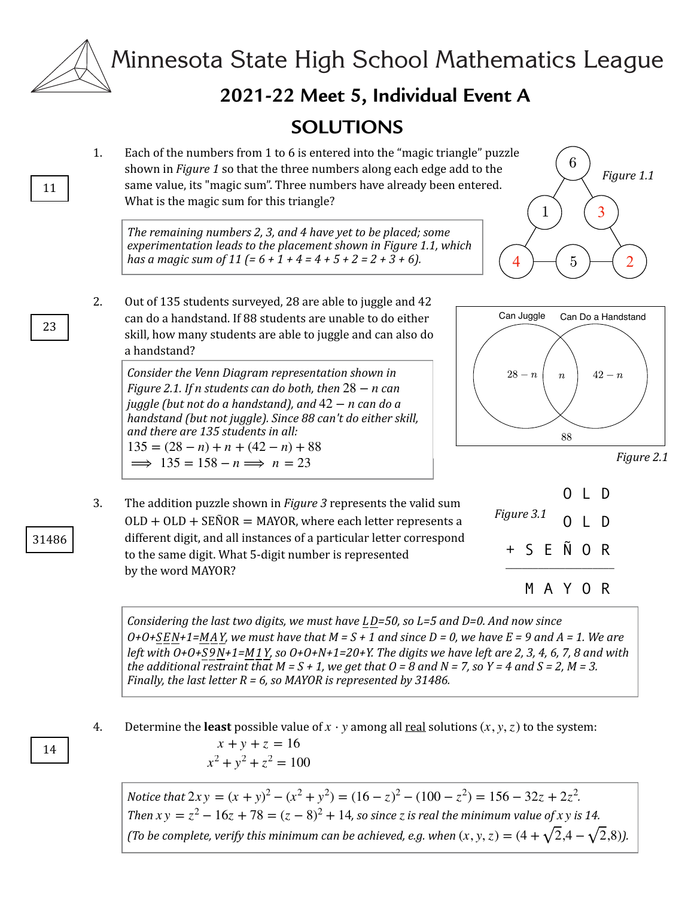# Minnesota State High School Mathematics League

## 2021-22 Meet 5, Individual Event A

## SOLUTIONS

**11**

1. Each of the numbers from 1 to 6 is entered into the "magic triangle" puzzle shown in *Figure 1* so that the three numbers along each edge add to the same value, its "magic sum". Three numbers have already been entered. What is the magic sum for this triangle?

*The remaining numbers 2, 3, and 4 have yet to be placed; some experimentation leads to the placement shown in Figure 1.1, which has a magic sum of 11 (= 6 + 1 + 4 = 4 + 5 + 2 = 2 + 3 + 6).*

*Figure 1.1*

**23**

2. Out of 135 students surveyed, 28 are able to juggle and 42 can do a handstand. If 88 students are unable to do either skill, how many students are able to juggle and can also do a handstand?

*Consider the Venn Diagram representation shown in Figure 2.1. If $n$ students can do both, then $28 - n$ can juggle (but not do a handstand), and $42 - n$ can do a handstand (but not juggle). Since 88 can't do either skill, and there are 135 students in all:*

$135 = (28 - n) + n + (42 - n) + 88$

$\implies 135 = 158 - n \implies n = 23$

*Figure 2.1*

**31486**

3. The addition puzzle shown in *Figure 3* represents the valid sum OLD + OLD + SEÑOR = MAYOR, where each letter represents a different digit, and all instances of a particular letter correspond to the same digit. What 5-digit number is represented by the word MAYOR?

*Figure 3.1*

```
      O L D
      O L D
+ S E Ñ O R
-----------
  M A Y O R
```

*Considering the last two digits, we must have LD=50, so L=5 and D=0. And now since O+O+SEN+1=MAY, we must have that M = S + 1 and since D = 0, we have E = 9 and A = 1. We are left with O+O+S9N+1=M1Y, so O+O+N+1=20+Y. The digits we have left are 2, 3, 4, 6, 7, 8 and with the additional restraint that M = S + 1, we get that O = 8 and N = 7, so Y = 4 and S = 2, M = 3. Finally, the last letter R = 6, so MAYOR is represented by 31486.*

**14**

4. Determine the **least** possible value of $x \cdot y$ among all real solutions $(x, y, z)$ to the system:

$$x + y + z = 16$$
$$x^2 + y^2 + z^2 = 100$$

*Notice that $2xy = (x+y)^2 - (x^2 + y^2) = (16 - z)^2 - (100 - z^2) = 156 - 32z + 2z^2$.*
*Then $xy = z^2 - 16z + 78 = (z - 8)^2 + 14$, so since $z$ is real the minimum value of $xy$ is 14.*
*(To be complete, verify this minimum can be achieved, e.g. when $(x, y, z) = (4 + \sqrt{2}, 4 - \sqrt{2}, 8)$).*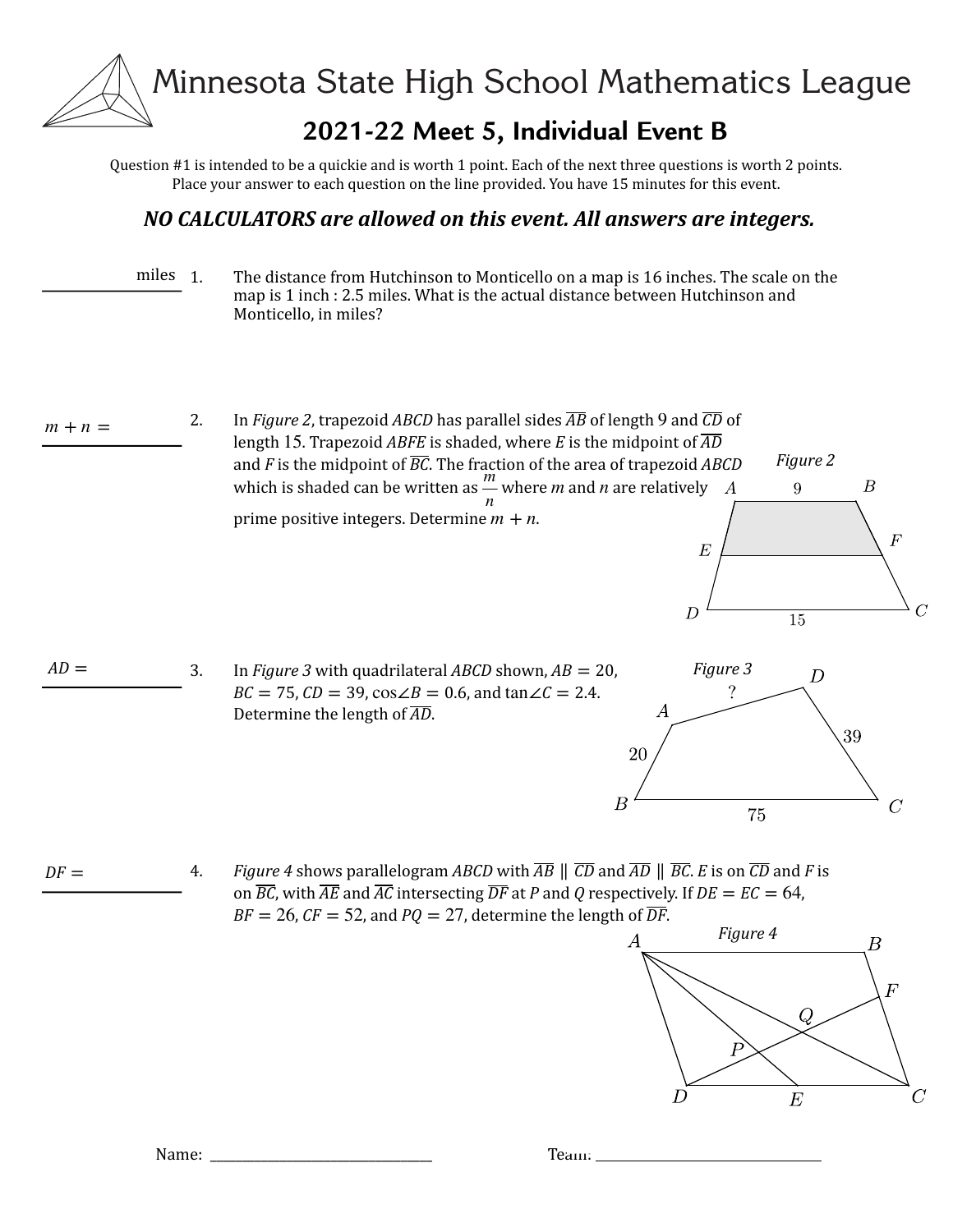# Minnesota State High School Mathematics League

## 2021-22 Meet 5, Individual Event B

Question #1 is intended to be a quickie and is worth 1 point. Each of the next three questions is worth 2 points. Place your answer to each question on the line provided. You have 15 minutes for this event.

***NO CALCULATORS are allowed on this event. All answers are integers.***

______________ miles

1. The distance from Hutchinson to Monticello on a map is 16 inches. The scale on the map is 1 inch : 2.5 miles. What is the actual distance between Hutchinson and Monticello, in miles?

$m + n =$ ______________

2. In *Figure 2*, trapezoid $ABCD$ has parallel sides $\overline{AB}$ of length 9 and $\overline{CD}$ of length 15. Trapezoid $ABFE$ is shaded, where $E$ is the midpoint of $\overline{AD}$ and $F$ is the midpoint of $\overline{BC}$. The fraction of the area of trapezoid $ABCD$ which is shaded can be written as $\frac{m}{n}$ where $m$ and $n$ are relatively prime positive integers. Determine $m + n$.

*Figure 2*

$AD =$ ______________

3. In *Figure 3* with quadrilateral $ABCD$ shown, $AB = 20$, $BC = 75$, $CD = 39$, $\cos\angle B = 0.6$, and $\tan\angle C = 2.4$. Determine the length of $\overline{AD}$.

*Figure 3*

$DF =$ ______________

4. *Figure 4* shows parallelogram $ABCD$ with $\overline{AB} \parallel \overline{CD}$ and $\overline{AD} \parallel \overline{BC}$. $E$ is on $\overline{CD}$ and $F$ is on $\overline{BC}$, with $\overline{AE}$ and $\overline{AC}$ intersecting $\overline{DF}$ at $P$ and $Q$ respectively. If $DE = EC = 64$, $BF = 26$, $CF = 52$, and $PQ = 27$, determine the length of $\overline{DF}$.

*Figure 4*

Name: ______________________________ Team: ______________________________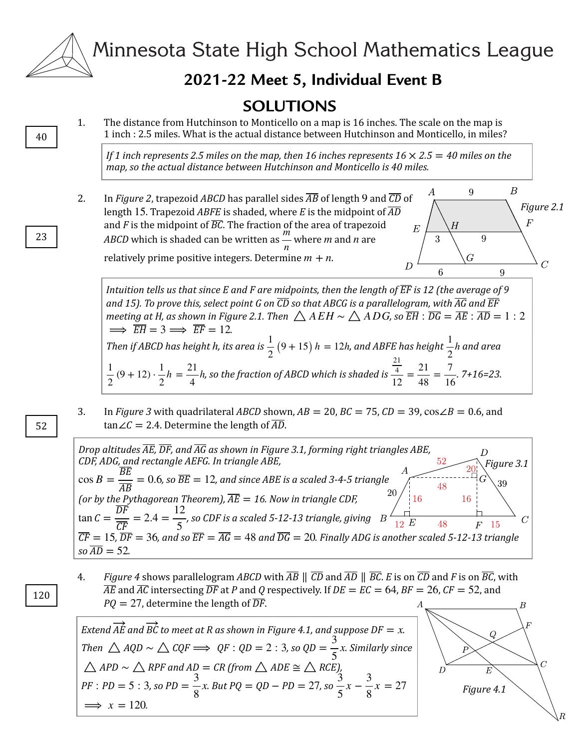# Minnesota State High School Mathematics League

## 2021-22 Meet 5, Individual Event B

## SOLUTIONS

**40**

1. The distance from Hutchinson to Monticello on a map is 16 inches. The scale on the map is 1 inch : 2.5 miles. What is the actual distance between Hutchinson and Monticello, in miles?

> *If 1 inch represents 2.5 miles on the map, then 16 inches represents $16 \times 2.5 = 40$ miles on the map, so the actual distance between Hutchinson and Monticello is 40 miles.*

**23**

2. In *Figure 2*, trapezoid $ABCD$ has parallel sides $\overline{AB}$ of length 9 and $\overline{CD}$ of length 15. Trapezoid $ABFE$ is shaded, where $E$ is the midpoint of $\overline{AD}$ and $F$ is the midpoint of $\overline{BC}$. The fraction of the area of trapezoid $ABCD$ which is shaded can be written as $\frac{m}{n}$ where $m$ and $n$ are relatively prime positive integers. Determine $m + n$.

*Figure 2.1*

> *Intuition tells us that since E and F are midpoints, then the length of $\overline{EF}$ is 12 (the average of 9 and 15). To prove this, select point G on $\overline{CD}$ so that ABCG is a parallelogram, with $\overline{AG}$ and $\overline{EF}$ meeting at H, as shown in Figure 2.1. Then $\triangle AEH \sim \triangle ADG$, so $\overline{EH} : \overline{DG} = \overline{AE} : \overline{AD} = 1 : 2$ $\implies \overline{EH} = 3 \implies \overline{EF} = 12$.*
>
> *Then if ABCD has height h, its area is $\frac{1}{2}(9 + 15)\,h = 12h$, and ABFE has height $\frac{1}{2}h$ and area $\frac{1}{2}(9 + 12) \cdot \frac{1}{2}h = \frac{21}{4}h$, so the fraction of ABCD which is shaded is $\frac{\frac{21}{4}}{12} = \frac{21}{48} = \frac{7}{16}$. 7+16=23.*

**52**

3. In *Figure 3* with quadrilateral $ABCD$ shown, $AB = 20$, $BC = 75$, $CD = 39$, $\cos\angle B = 0.6$, and $\tan\angle C = 2.4$. Determine the length of $\overline{AD}$.

> *Drop altitudes $\overline{AE}$, $\overline{DF}$, and $\overline{AG}$ as shown in Figure 3.1, forming right triangles ABE, CDF, ADG, and rectangle AEFG. In triangle ABE, $\cos B = \frac{\overline{BE}}{\overline{AB}} = 0.6$, so $\overline{BE} = 12$, and since ABE is a scaled 3-4-5 triangle (or by the Pythagorean Theorem), $\overline{AE} = 16$. Now in triangle CDF, $\tan C = \frac{\overline{DF}}{\overline{CF}} = 2.4 = \frac{12}{5}$, so CDF is a scaled 5-12-13 triangle, giving $\overline{CF} = 15$, $\overline{DF} = 36$, and so $\overline{EF} = \overline{AG} = 48$ and $\overline{DG} = 20$. Finally ADG is another scaled 5-12-13 triangle so $\overline{AD} = 52$.*

*Figure 3.1*

**120**

4. *Figure 4* shows parallelogram $ABCD$ with $\overline{AB} \parallel \overline{CD}$ and $\overline{AD} \parallel \overline{BC}$. $E$ is on $\overline{CD}$ and $F$ is on $\overline{BC}$, with $\overline{AE}$ and $\overline{AC}$ intersecting $\overline{DF}$ at $P$ and $Q$ respectively. If $DE = EC = 64$, $BF = 26$, $CF = 52$, and $PQ = 27$, determine the length of $\overline{DF}$.

> *Extend $\overrightarrow{AE}$ and $\overrightarrow{BC}$ to meet at R as shown in Figure 4.1, and suppose $DF = x$. Then $\triangle AQD \sim \triangle CQF \implies QF : QD = 2 : 3$, so $QD = \frac{3}{5}x$. Similarly since $\triangle APD \sim \triangle RPF$ and $AD = CR$ (from $\triangle ADE \cong \triangle RCE$), $PF : PD = 5 : 3$, so $PD = \frac{3}{8}x$. But $PQ = QD - PD = 27$, so $\frac{3}{5}x - \frac{3}{8}x = 27$ $\implies x = 120$.*

*Figure 4.1*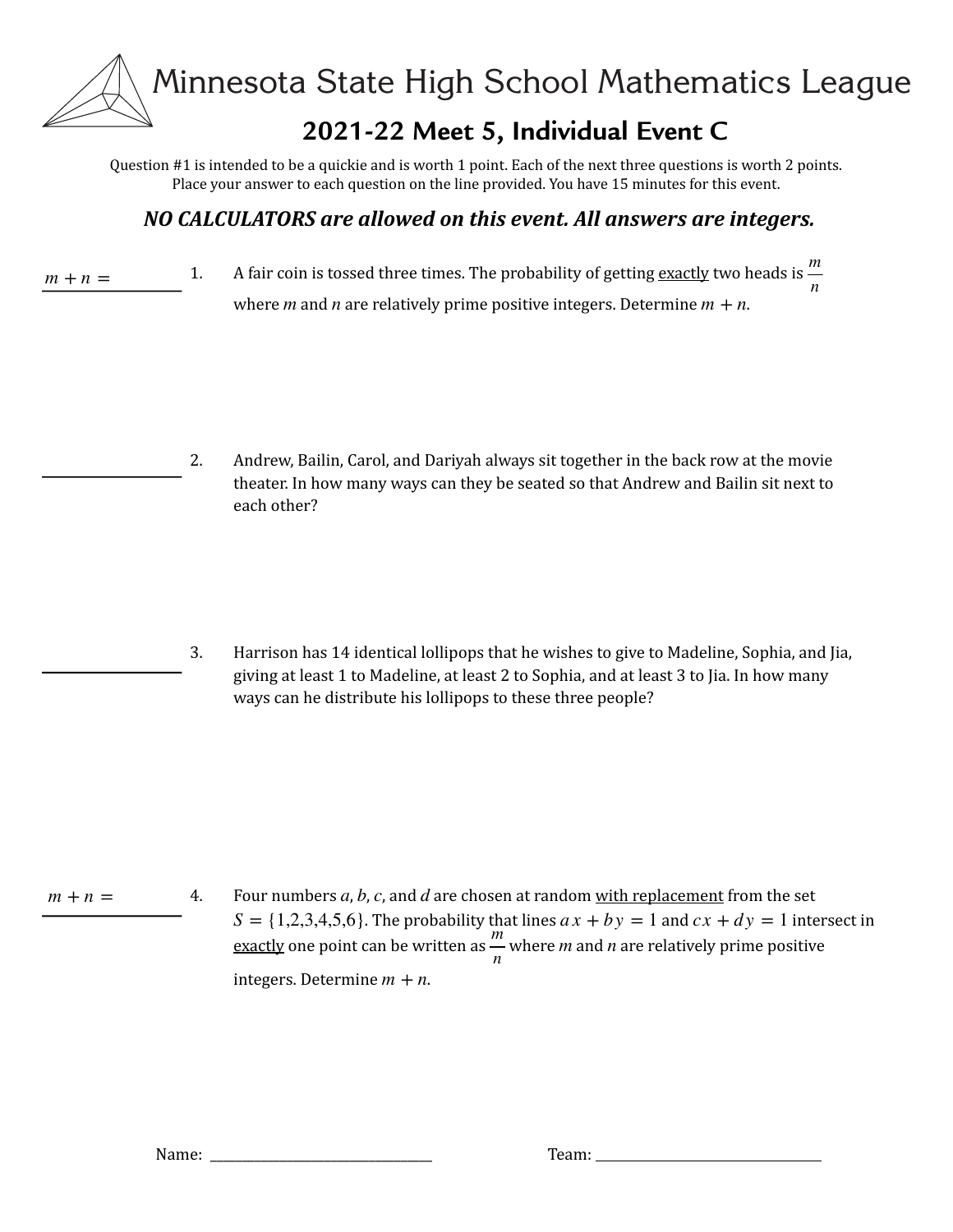# Minnesota State High School Mathematics League

## 2021-22 Meet 5, Individual Event C

Question #1 is intended to be a quickie and is worth 1 point. Each of the next three questions is worth 2 points. Place your answer to each question on the line provided. You have 15 minutes for this event.

***NO CALCULATORS are allowed on this event. All answers are integers.***

$m + n =$ ____________

1. A fair coin is tossed three times. The probability of getting exactly two heads is $\frac{m}{n}$ where $m$ and $n$ are relatively prime positive integers. Determine $m + n$.

____________

2. Andrew, Bailin, Carol, and Dariyah always sit together in the back row at the movie theater. In how many ways can they be seated so that Andrew and Bailin sit next to each other?

____________

3. Harrison has 14 identical lollipops that he wishes to give to Madeline, Sophia, and Jia, giving at least 1 to Madeline, at least 2 to Sophia, and at least 3 to Jia. In how many ways can he distribute his lollipops to these three people?

$m + n =$ ____________

4. Four numbers $a$, $b$, $c$, and $d$ are chosen at random with replacement from the set $S = \{1,2,3,4,5,6\}$. The probability that lines $ax + by = 1$ and $cx + dy = 1$ intersect in exactly one point can be written as $\frac{m}{n}$ where $m$ and $n$ are relatively prime positive integers. Determine $m + n$.

Name: ______________________ Team: ______________________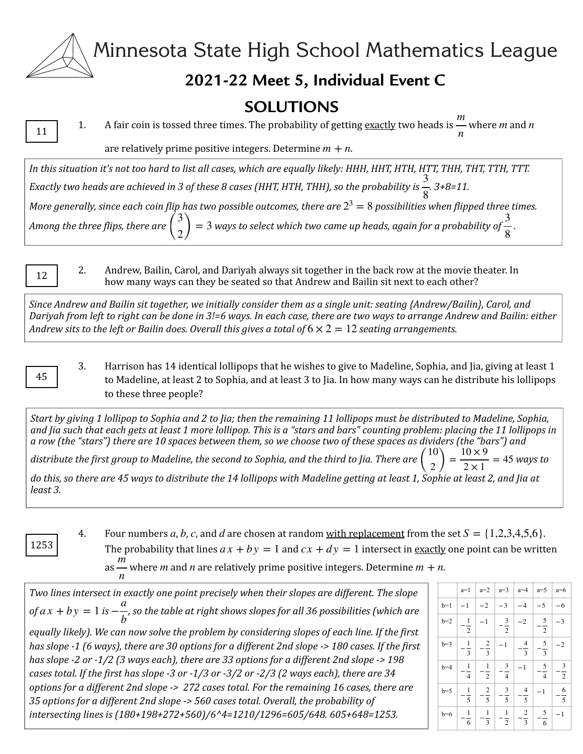# Minnesota State High School Mathematics League

## 2021-22 Meet 5, Individual Event C

## SOLUTIONS

**11**

1. A fair coin is tossed three times. The probability of getting <u>exactly</u> two heads is $\frac{m}{n}$ where $m$ and $n$ are relatively prime positive integers. Determine $m + n$.

*In this situation it's not too hard to list all cases, which are equally likely: HHH, HHT, HTH, HTT, THH, THT, TTH, TTT. Exactly two heads are achieved in 3 of these 8 cases (HHT, HTH, THH), so the probability is $\frac{3}{8}$. 3+8=11.*
*More generally, since each coin flip has two possible outcomes, there are $2^3 = 8$ possibilities when flipped three times. Among the three flips, there are $\binom{3}{2} = 3$ ways to select which two came up heads, again for a probability of $\frac{3}{8}$.*

**12**

2. Andrew, Bailin, Carol, and Dariyah always sit together in the back row at the movie theater. In how many ways can they be seated so that Andrew and Bailin sit next to each other?

*Since Andrew and Bailin sit together, we initially consider them as a single unit: seating {Andrew/Bailin}, Carol, and Dariyah from left to right can be done in 3!=6 ways. In each case, there are two ways to arrange Andrew and Bailin: either Andrew sits to the left or Bailin does. Overall this gives a total of $6 \times 2 = 12$ seating arrangements.*

**45**

3. Harrison has 14 identical lollipops that he wishes to give to Madeline, Sophia, and Jia, giving at least 1 to Madeline, at least 2 to Sophia, and at least 3 to Jia. In how many ways can he distribute his lollipops to these three people?

*Start by giving 1 lollipop to Sophia and 2 to Jia; then the remaining 11 lollipops must be distributed to Madeline, Sophia, and Jia such that each gets at least 1 more lollipop. This is a "stars and bars" counting problem: placing the 11 lollipops in a row (the "stars") there are 10 spaces between them, so we choose two of these spaces as dividers (the "bars") and distribute the first group to Madeline, the second to Sophia, and the third to Jia. There are $\binom{10}{2} = \frac{10 \times 9}{2 \times 1} = 45$ ways to do this, so there are 45 ways to distribute the 14 lollipops with Madeline getting at least 1, Sophie at least 2, and Jia at least 3.*

**1253**

4. Four numbers $a$, $b$, $c$, and $d$ are chosen at random <u>with replacement</u> from the set $S = \{1,2,3,4,5,6\}$. The probability that lines $ax + by = 1$ and $cx + dy = 1$ intersect in <u>exactly</u> one point can be written as $\frac{m}{n}$ where $m$ and $n$ are relatively prime positive integers. Determine $m + n$.

*Two lines intersect in exactly one point precisely when their slopes are different. The slope of $ax + by = 1$ is $-\frac{a}{b}$, so the table at right shows slopes for all 36 possibilities (which are equally likely). We can now solve the problem by considering slopes of each line. If the first has slope -1 (6 ways), there are 30 options for a different 2nd slope -> 180 cases. If the first has slope -2 or -1/2 (3 ways each), there are 33 options for a different 2nd slope -> 198 cases total. If the first has slope -3 or -1/3 or -3/2 or -2/3 (2 ways each), there are 34 options for a different 2nd slope -> 272 cases total. For the remaining 16 cases, there are 35 options for a different 2nd slope -> 560 cases total. Overall, the probability of intersecting lines is (180+198+272+560)/6^4=1210/1296=605/648. 605+648=1253.*

| | a=1 | a=2 | a=3 | a=4 | a=5 | a=6 |
|---|---|---|---|---|---|---|
| b=1 | $-1$ | $-2$ | $-3$ | $-4$ | $-5$ | $-6$ |
| b=2 | $-\frac{1}{2}$ | $-1$ | $-\frac{3}{2}$ | $-2$ | $-\frac{5}{2}$ | $-3$ |
| b=3 | $-\frac{1}{3}$ | $-\frac{2}{3}$ | $-1$ | $-\frac{4}{3}$ | $-\frac{5}{3}$ | $-2$ |
| b=4 | $-\frac{1}{4}$ | $-\frac{1}{2}$ | $-\frac{3}{4}$ | $-1$ | $-\frac{5}{4}$ | $-\frac{3}{2}$ |
| b=5 | $-\frac{1}{5}$ | $-\frac{2}{5}$ | $-\frac{3}{5}$ | $-\frac{4}{5}$ | $-1$ | $-\frac{6}{5}$ |
| b=6 | $-\frac{1}{6}$ | $-\frac{1}{3}$ | $-\frac{1}{2}$ | $-\frac{2}{3}$ | $-\frac{5}{6}$ | $-1$ |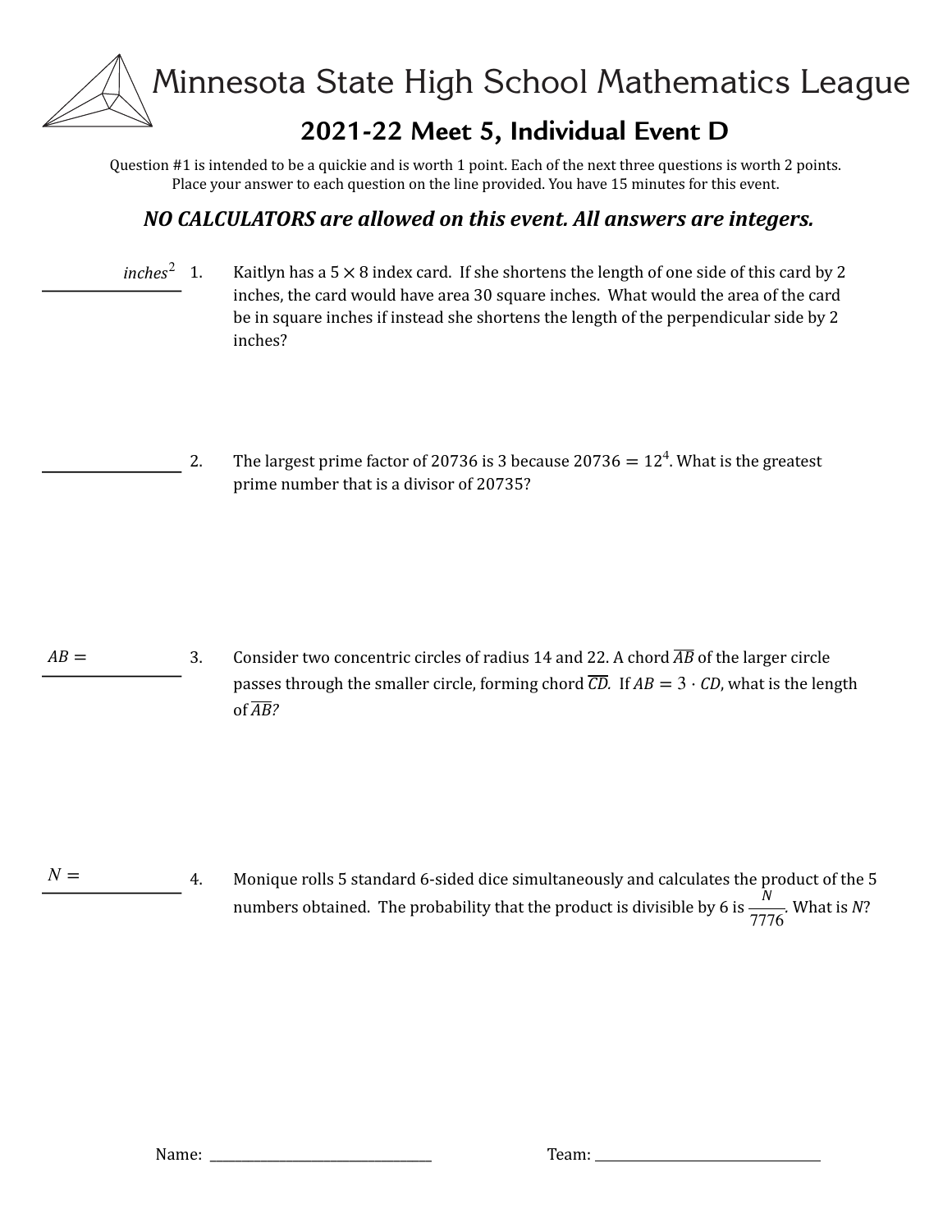# Minnesota State High School Mathematics League

## 2021-22 Meet 5, Individual Event D

Question #1 is intended to be a quickie and is worth 1 point. Each of the next three questions is worth 2 points. Place your answer to each question on the line provided. You have 15 minutes for this event.

***NO CALCULATORS are allowed on this event. All answers are integers.***

_______________ $inches^2$ 1. Kaitlyn has a $5 \times 8$ index card. If she shortens the length of one side of this card by 2 inches, the card would have area 30 square inches. What would the area of the card be in square inches if instead she shortens the length of the perpendicular side by 2 inches?

_______________ 2. The largest prime factor of 20736 is 3 because $20736 = 12^4$. What is the greatest prime number that is a divisor of 20735?

$AB =$ _______________ 3. Consider two concentric circles of radius 14 and 22. A chord $\overline{AB}$ of the larger circle passes through the smaller circle, forming chord $\overline{CD}$. If $AB = 3 \cdot CD$, what is the length of $\overline{AB}$?

$N =$ _______________ 4. Monique rolls 5 standard 6-sided dice simultaneously and calculates the product of the 5 numbers obtained. The probability that the product is divisible by 6 is $\frac{N}{7776}$. What is $N$?

Name: _______________________________ Team: _______________________________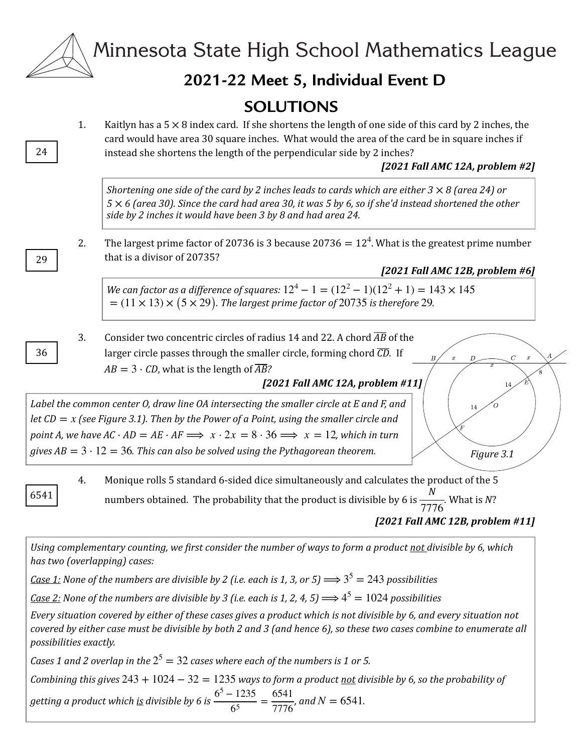# Minnesota State High School Mathematics League

## 2021-22 Meet 5, Individual Event D

## SOLUTIONS

**24**

1. Kaitlyn has a $5 \times 8$ index card. If she shortens the length of one side of this card by 2 inches, the card would have area 30 square inches. What would the area of the card be in square inches if instead she shortens the length of the perpendicular side by 2 inches?

   ***[2021 Fall AMC 12A, problem #2]***

   *Shortening one side of the card by 2 inches leads to cards which are either $3 \times 8$ (area 24) or $5 \times 6$ (area 30). Since the card had area 30, it was 5 by 6, so if she'd instead shortened the other side by 2 inches it would have been 3 by 8 and had area 24.*

**29**

2. The largest prime factor of 20736 is 3 because $20736 = 12^4$. What is the greatest prime number that is a divisor of 20735?

   ***[2021 Fall AMC 12B, problem #6]***

   *We can factor as a difference of squares:* $12^4 - 1 = (12^2 - 1)(12^2 + 1) = 143 \times 145 = (11 \times 13) \times (5 \times 29)$. *The largest prime factor of* 20735 *is therefore* 29.

**36**

3. Consider two concentric circles of radius 14 and 22. A chord $\overline{AB}$ of the larger circle passes through the smaller circle, forming chord $\overline{CD}$. If $AB = 3 \cdot CD$, what is the length of $\overline{AB}$?

   ***[2021 Fall AMC 12A, problem #11]***

   *Label the common center O, draw line OA intersecting the smaller circle at E and F, and let $CD = x$ (see Figure 3.1). Then by the Power of a Point, using the smaller circle and point A, we have $AC \cdot AD = AE \cdot AF \Longrightarrow x \cdot 2x = 8 \cdot 36 \Longrightarrow x = 12$, which in turn gives $AB = 3 \cdot 12 = 36$. This can also be solved using the Pythagorean theorem.*

   *Figure 3.1*

**6541**

4. Monique rolls 5 standard 6-sided dice simultaneously and calculates the product of the 5 numbers obtained. The probability that the product is divisible by 6 is $\frac{N}{7776}$. What is *N*?

   ***[2021 Fall AMC 12B, problem #11]***

   *Using complementary counting, we first consider the number of ways to form a product not divisible by 6, which has two (overlapping) cases:*

   *Case 1: None of the numbers are divisible by 2 (i.e. each is 1, 3, or 5)* $\Longrightarrow 3^5 = 243$ *possibilities*

   *Case 2: None of the numbers are divisible by 3 (i.e. each is 1, 2, 4, 5)* $\Longrightarrow 4^5 = 1024$ *possibilities*

   *Every situation covered by either of these cases gives a product which is not divisible by 6, and every situation not covered by either case must be divisible by both 2 and 3 (and hence 6), so these two cases combine to enumerate all possibilities exactly.*

   *Cases 1 and 2 overlap in the $2^5 = 32$ cases where each of the numbers is 1 or 5.*

   *Combining this gives $243 + 1024 - 32 = 1235$ ways to form a product not divisible by 6, so the probability of getting a product which is divisible by 6 is $\frac{6^5 - 1235}{6^5} = \frac{6541}{7776}$, and $N = 6541$.*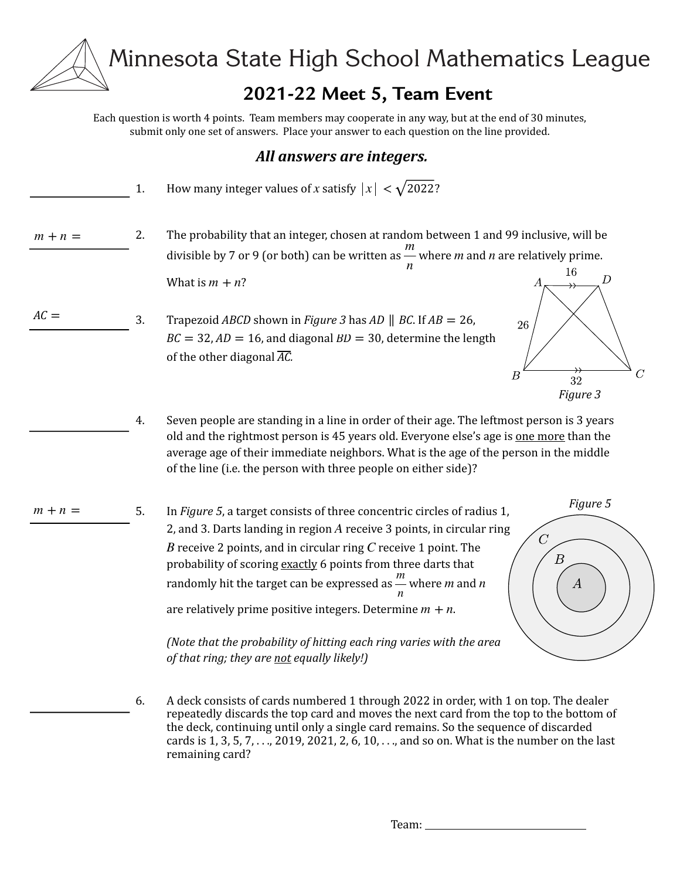# Minnesota State High School Mathematics League

## 2021-22 Meet 5, Team Event

Each question is worth 4 points. Team members may cooperate in any way, but at the end of 30 minutes, submit only one set of answers. Place your answer to each question on the line provided.

### *All answers are integers.*

_______________ 1. How many integer values of $x$ satisfy $|x| < \sqrt{2022}$?

$m + n =$ _______________ 2. The probability that an integer, chosen at random between 1 and 99 inclusive, will be divisible by 7 or 9 (or both) can be written as $\frac{m}{n}$ where $m$ and $n$ are relatively prime. What is $m + n$?

$AC =$ _______________ 3. Trapezoid $ABCD$ shown in *Figure 3* has $AD \parallel BC$. If $AB = 26$, $BC = 32$, $AD = 16$, and diagonal $BD = 30$, determine the length of the other diagonal $\overline{AC}$.

*Figure 3*

_______________ 4. Seven people are standing in a line in order of their age. The leftmost person is 3 years old and the rightmost person is 45 years old. Everyone else's age is one more than the average age of their immediate neighbors. What is the age of the person in the middle of the line (i.e. the person with three people on either side)?

$m + n =$ _______________ 5. In *Figure 5*, a target consists of three concentric circles of radius 1, 2, and 3. Darts landing in region $A$ receive 3 points, in circular ring $B$ receive 2 points, and in circular ring $C$ receive 1 point. The probability of scoring exactly 6 points from three darts that randomly hit the target can be expressed as $\frac{m}{n}$ where $m$ and $n$ are relatively prime positive integers. Determine $m + n$.

*(Note that the probability of hitting each ring varies with the area of that ring; they are not equally likely!)*

*Figure 5*

_______________ 6. A deck consists of cards numbered 1 through 2022 in order, with 1 on top. The dealer repeatedly discards the top card and moves the next card from the top to the bottom of the deck, continuing until only a single card remains. So the sequence of discarded cards is 1, 3, 5, 7, . . ., 2019, 2021, 2, 6, 10, . . ., and so on. What is the number on the last remaining card?

Team: _______________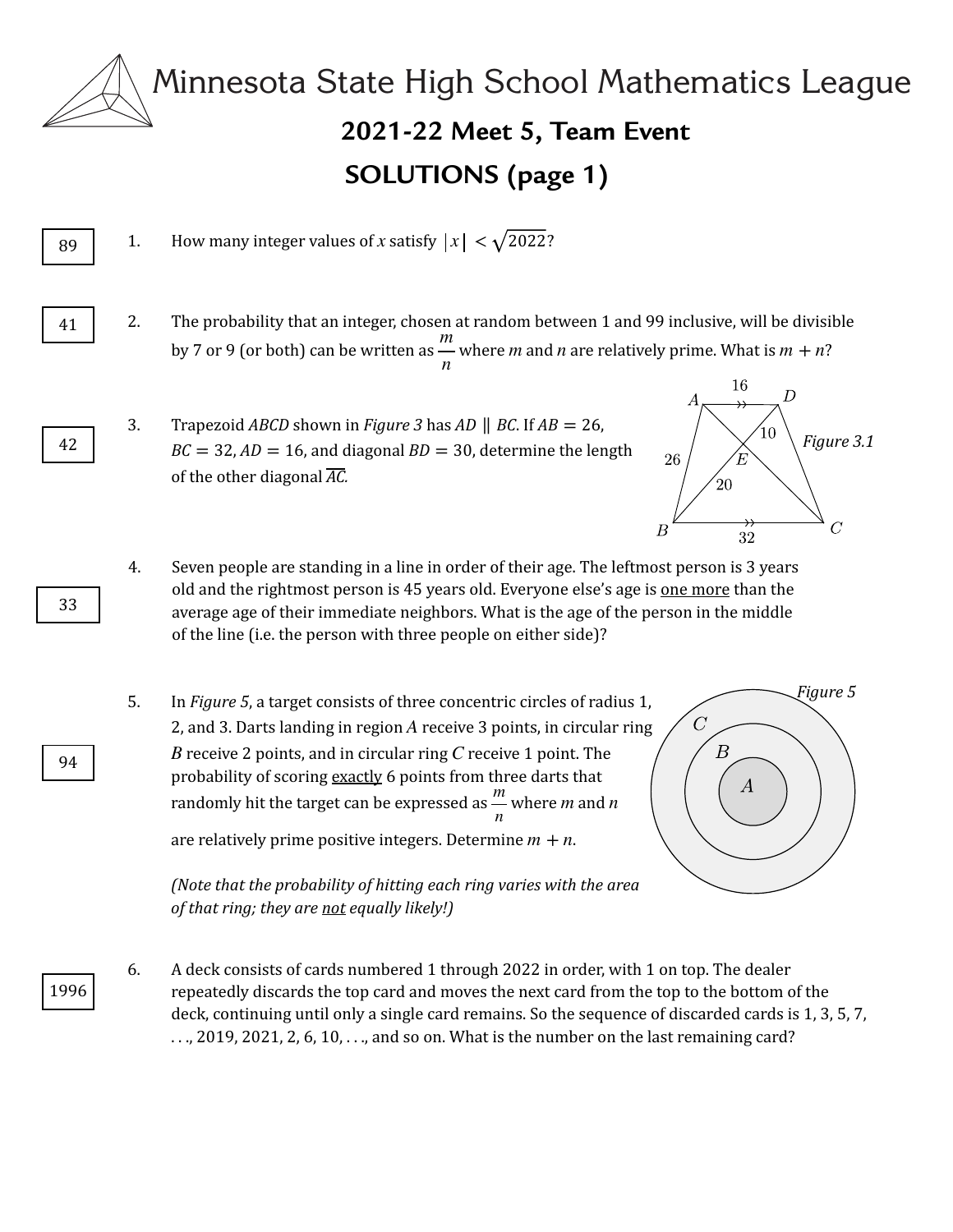# Minnesota State High School Mathematics League

## 2021-22 Meet 5, Team Event

## SOLUTIONS (page 1)

**89** 1. How many integer values of $x$ satisfy $|x| < \sqrt{2022}$?

**41** 2. The probability that an integer, chosen at random between 1 and 99 inclusive, will be divisible by 7 or 9 (or both) can be written as $\frac{m}{n}$ where $m$ and $n$ are relatively prime. What is $m + n$?

**42** 3. Trapezoid $ABCD$ shown in *Figure 3* has $AD \parallel BC$. If $AB = 26$, $BC = 32$, $AD = 16$, and diagonal $BD = 30$, determine the length of the other diagonal $\overline{AC}$.

*Figure 3.1*

**33** 4. Seven people are standing in a line in order of their age. The leftmost person is 3 years old and the rightmost person is 45 years old. Everyone else's age is one more than the average age of their immediate neighbors. What is the age of the person in the middle of the line (i.e. the person with three people on either side)?

**94** 5. In *Figure 5*, a target consists of three concentric circles of radius 1, 2, and 3. Darts landing in region $A$ receive 3 points, in circular ring $B$ receive 2 points, and in circular ring $C$ receive 1 point. The probability of scoring exactly 6 points from three darts that randomly hit the target can be expressed as $\frac{m}{n}$ where $m$ and $n$ are relatively prime positive integers. Determine $m + n$.

*(Note that the probability of hitting each ring varies with the area of that ring; they are not equally likely!)*

*Figure 5*

**1996** 6. A deck consists of cards numbered 1 through 2022 in order, with 1 on top. The dealer repeatedly discards the top card and moves the next card from the top to the bottom of the deck, continuing until only a single card remains. So the sequence of discarded cards is 1, 3, 5, 7, . . ., 2019, 2021, 2, 6, 10, . . ., and so on. What is the number on the last remaining card?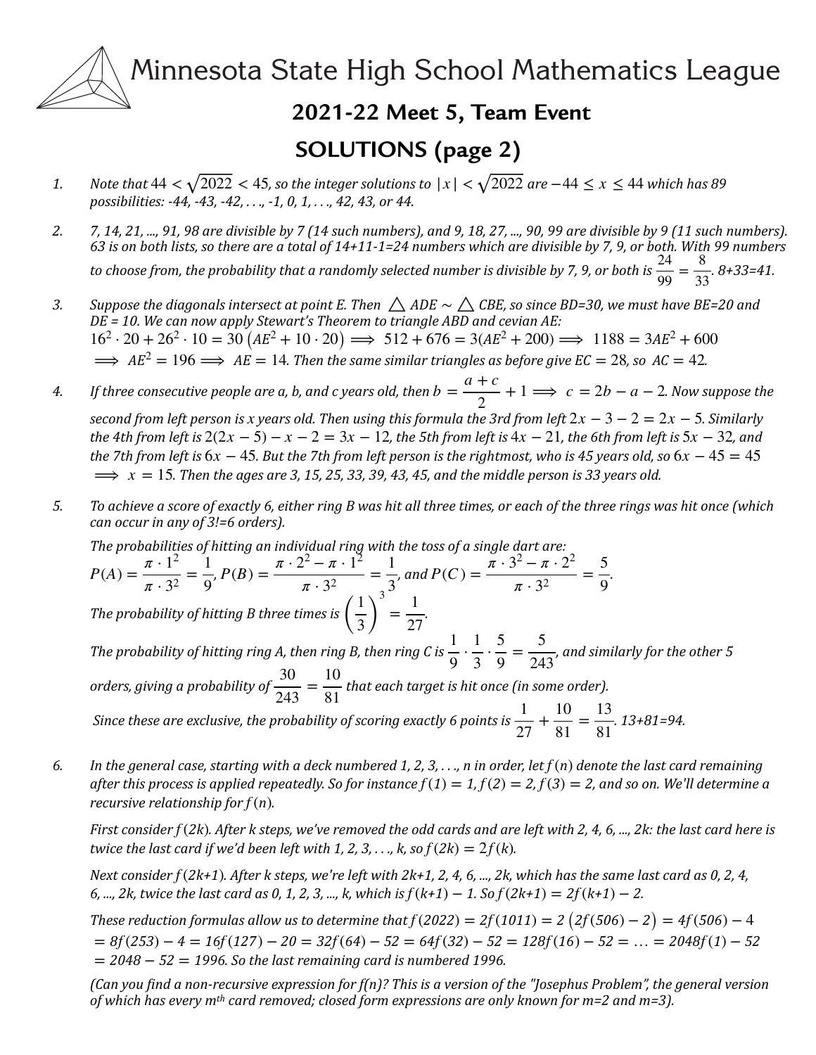# Minnesota State High School Mathematics League

## 2021-22 Meet 5, Team Event

## SOLUTIONS (page 2)

1. *Note that $44 < \sqrt{2022} < 45$, so the integer solutions to $|x| < \sqrt{2022}$ are $-44 \leq x \leq 44$ which has 89 possibilities: -44, -43, -42, . . ., -1, 0, 1, . . ., 42, 43, or 44.*

2. *7, 14, 21, ..., 91, 98 are divisible by 7 (14 such numbers), and 9, 18, 27, ..., 90, 99 are divisible by 9 (11 such numbers). 63 is on both lists, so there are a total of 14+11-1=24 numbers which are divisible by 7, 9, or both. With 99 numbers to choose from, the probability that a randomly selected number is divisible by 7, 9, or both is $\frac{24}{99} = \frac{8}{33}$. 8+33=41.*

3. *Suppose the diagonals intersect at point E. Then $\triangle ADE \sim \triangle CBE$, so since BD=30, we must have BE=20 and DE = 10. We can now apply Stewart's Theorem to triangle ABD and cevian AE:*
$$16^2 \cdot 20 + 26^2 \cdot 10 = 30\left(AE^2 + 10 \cdot 20\right) \implies 512 + 676 = 3(AE^2 + 200) \implies 1188 = 3AE^2 + 600$$
$\implies AE^2 = 196 \implies AE = 14$. *Then the same similar triangles as before give $EC = 28$, so $AC = 42$.*

4. *If three consecutive people are a, b, and c years old, then $b = \frac{a+c}{2} + 1 \implies c = 2b - a - 2$. Now suppose the second from left person is x years old. Then using this formula the 3rd from left $2x - 3 - 2 = 2x - 5$. Similarly the 4th from left is $2(2x-5) - x - 2 = 3x - 12$, the 5th from left is $4x - 21$, the 6th from left is $5x - 32$, and the 7th from left is $6x - 45$. But the 7th from left person is the rightmost, who is 45 years old, so $6x - 45 = 45 \implies x = 15$. Then the ages are 3, 15, 25, 33, 39, 43, 45, and the middle person is 33 years old.*

5. *To achieve a score of exactly 6, either ring B was hit all three times, or each of the three rings was hit once (which can occur in any of 3!=6 orders).*

   *The probabilities of hitting an individual ring with the toss of a single dart are:*
$$P(A) = \frac{\pi \cdot 1^2}{\pi \cdot 3^2} = \frac{1}{9},\ P(B) = \frac{\pi \cdot 2^2 - \pi \cdot 1^2}{\pi \cdot 3^2} = \frac{1}{3},\text{ and } P(C) = \frac{\pi \cdot 3^2 - \pi \cdot 2^2}{\pi \cdot 3^2} = \frac{5}{9}.$$
   *The probability of hitting B three times is $\left(\frac{1}{3}\right)^3 = \frac{1}{27}$.*

   *The probability of hitting ring A, then ring B, then ring C is $\frac{1}{9} \cdot \frac{1}{3} \cdot \frac{5}{9} = \frac{5}{243}$, and similarly for the other 5 orders, giving a probability of $\frac{30}{243} = \frac{10}{81}$ that each target is hit once (in some order).*

   *Since these are exclusive, the probability of scoring exactly 6 points is $\frac{1}{27} + \frac{10}{81} = \frac{13}{81}$. 13+81=94.*

6. *In the general case, starting with a deck numbered 1, 2, 3, . . ., n in order, let $f(n)$ denote the last card remaining after this process is applied repeatedly. So for instance $f(1) = 1, f(2) = 2, f(3) = 2$, and so on. We'll determine a recursive relationship for $f(n)$.*

   *First consider $f(2k)$. After k steps, we've removed the odd cards and are left with 2, 4, 6, ..., 2k: the last card here is twice the last card if we'd been left with 1, 2, 3, . . ., k, so $f(2k) = 2f(k)$.*

   *Next consider $f(2k+1)$. After k steps, we're left with 2k+1, 2, 4, 6, ..., 2k, which has the same last card as 0, 2, 4, 6, ..., 2k, twice the last card as 0, 1, 2, 3, ..., k, which is $f(k+1) - 1$. So $f(2k+1) = 2f(k+1) - 2$.*

   *These reduction formulas allow us to determine that $f(2022) = 2f(1011) = 2\left(2f(506) - 2\right) = 4f(506) - 4$ $= 8f(253) - 4 = 16f(127) - 20 = 32f(64) - 52 = 64f(32) - 52 = 128f(16) - 52 = \ldots = 2048f(1) - 52$ $= 2048 - 52 = 1996$. So the last remaining card is numbered 1996.*

   *(Can you find a non-recursive expression for f(n)? This is a version of the "Josephus Problem", the general version of which has every m^th card removed; closed form expressions are only known for m=2 and m=3).*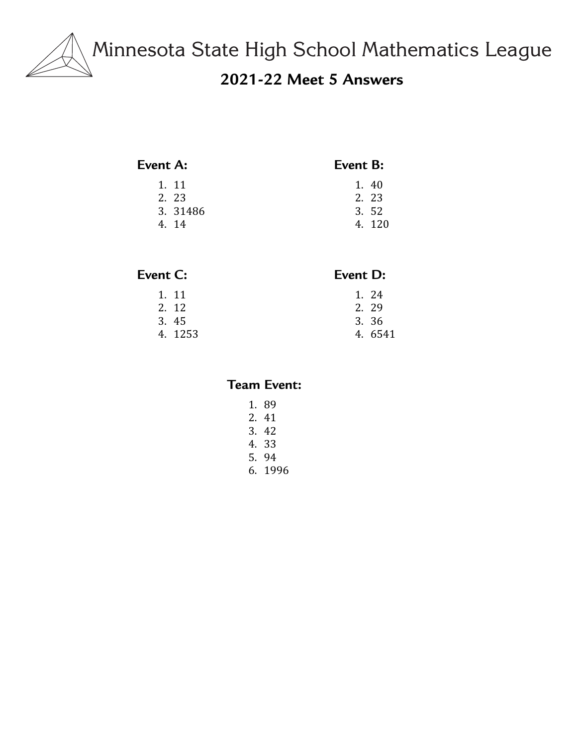# Minnesota State High School Mathematics League

## 2021-22 Meet 5 Answers

**Event A:**

1. 11
2. 23
3. 31486
4. 14

**Event B:**

1. 40
2. 23
3. 52
4. 120

**Event C:**

1. 11
2. 12
3. 45
4. 1253

**Event D:**

1. 24
2. 29
3. 36
4. 6541

**Team Event:**

1. 89
2. 41
3. 42
4. 33
5. 94
6. 1996